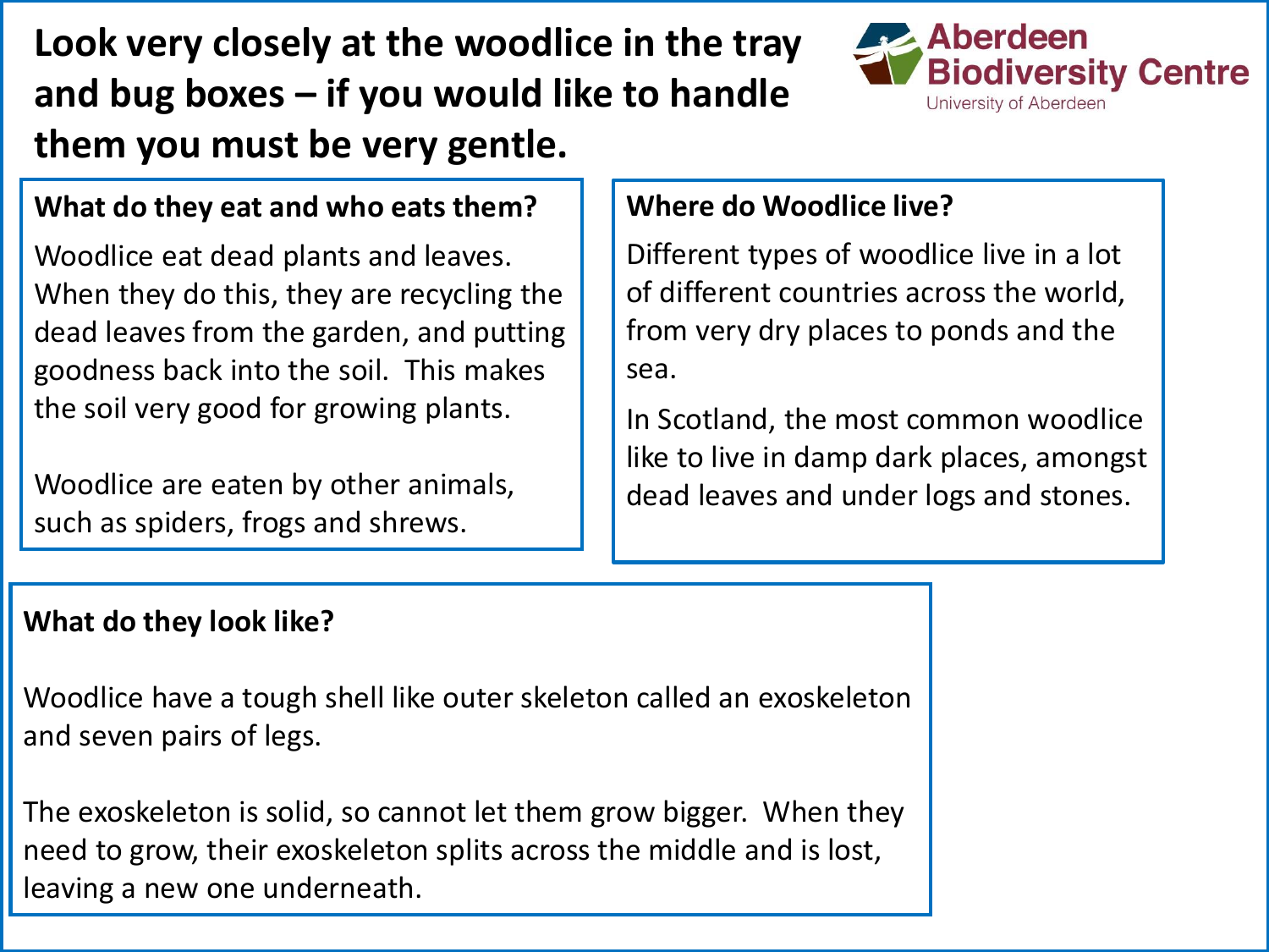# Look very closely at the woodlice in the tray and bug boxes – if you would like to handle them you must be very gentle.

Aberdeen Biodiversity Centre
University of Aberdeen

## What do they eat and who eats them?

Woodlice eat dead plants and leaves. When they do this, they are recycling the dead leaves from the garden, and putting goodness back into the soil. This makes the soil very good for growing plants.

Woodlice are eaten by other animals, such as spiders, frogs and shrews.

## Where do Woodlice live?

Different types of woodlice live in a lot of different countries across the world, from very dry places to ponds and the sea.

In Scotland, the most common woodlice like to live in damp dark places, amongst dead leaves and under logs and stones.

## What do they look like?

Woodlice have a tough shell like outer skeleton called an exoskeleton and seven pairs of legs.

The exoskeleton is solid, so cannot let them grow bigger. When they need to grow, their exoskeleton splits across the middle and is lost, leaving a new one underneath.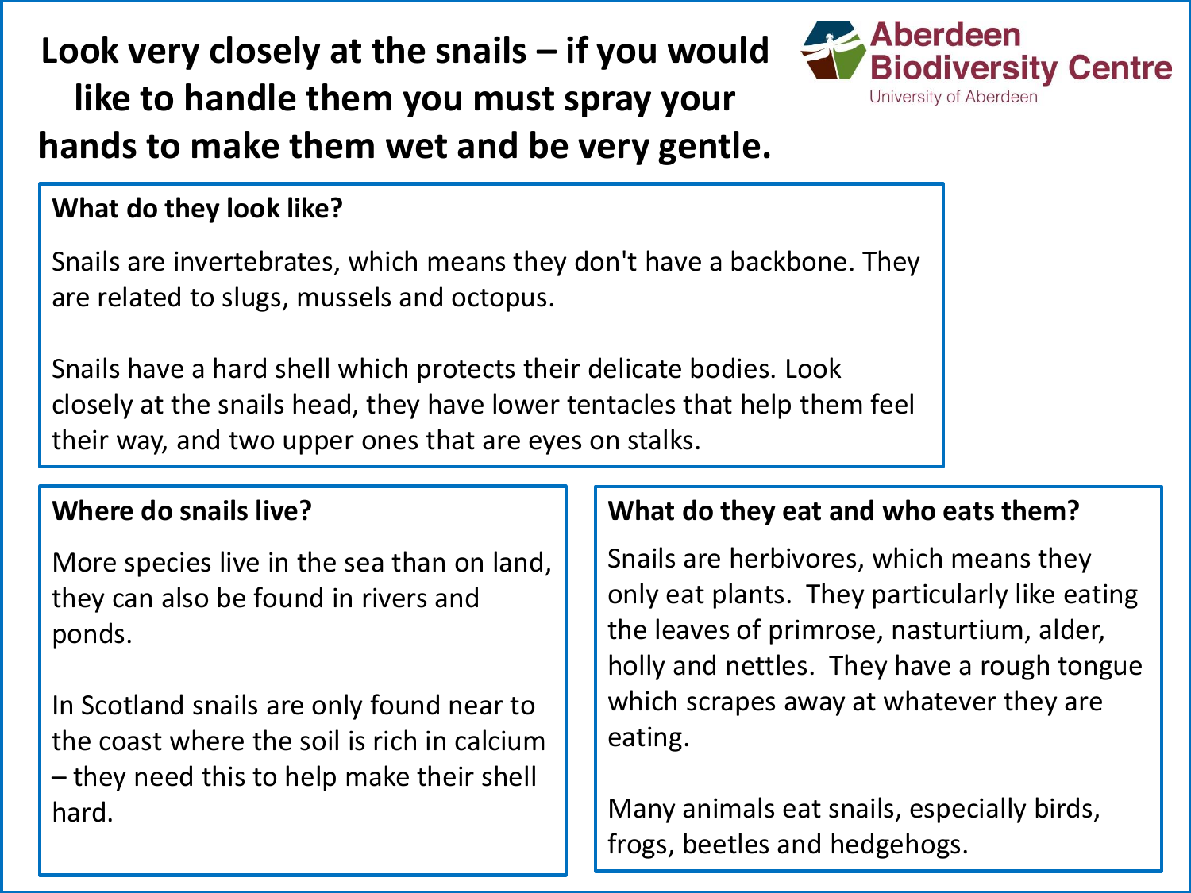# Look very closely at the snails – if you would like to handle them you must spray your hands to make them wet and be very gentle.

Aberdeen Biodiversity Centre
University of Aberdeen

## What do they look like?

Snails are invertebrates, which means they don't have a backbone. They are related to slugs, mussels and octopus.

Snails have a hard shell which protects their delicate bodies. Look closely at the snails head, they have lower tentacles that help them feel their way, and two upper ones that are eyes on stalks.

## Where do snails live?

More species live in the sea than on land, they can also be found in rivers and ponds.

In Scotland snails are only found near to the coast where the soil is rich in calcium – they need this to help make their shell hard.

## What do they eat and who eats them?

Snails are herbivores, which means they only eat plants. They particularly like eating the leaves of primrose, nasturtium, alder, holly and nettles. They have a rough tongue which scrapes away at whatever they are eating.

Many animals eat snails, especially birds, frogs, beetles and hedgehogs.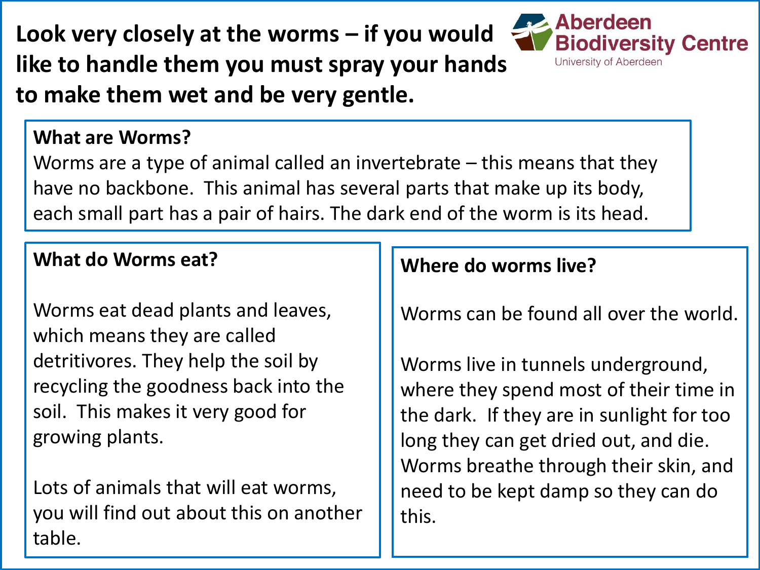**Look very closely at the worms – if you would like to handle them you must spray your hands to make them wet and be very gentle.**

Aberdeen Biodiversity Centre
University of Aberdeen

## What are Worms?

Worms are a type of animal called an invertebrate – this means that they have no backbone. This animal has several parts that make up its body, each small part has a pair of hairs. The dark end of the worm is its head.

## What do Worms eat?

Worms eat dead plants and leaves, which means they are called detritivores. They help the soil by recycling the goodness back into the soil. This makes it very good for growing plants.

Lots of animals that will eat worms, you will find out about this on another table.

## Where do worms live?

Worms can be found all over the world.

Worms live in tunnels underground, where they spend most of their time in the dark. If they are in sunlight for too long they can get dried out, and die. Worms breathe through their skin, and need to be kept damp so they can do this.